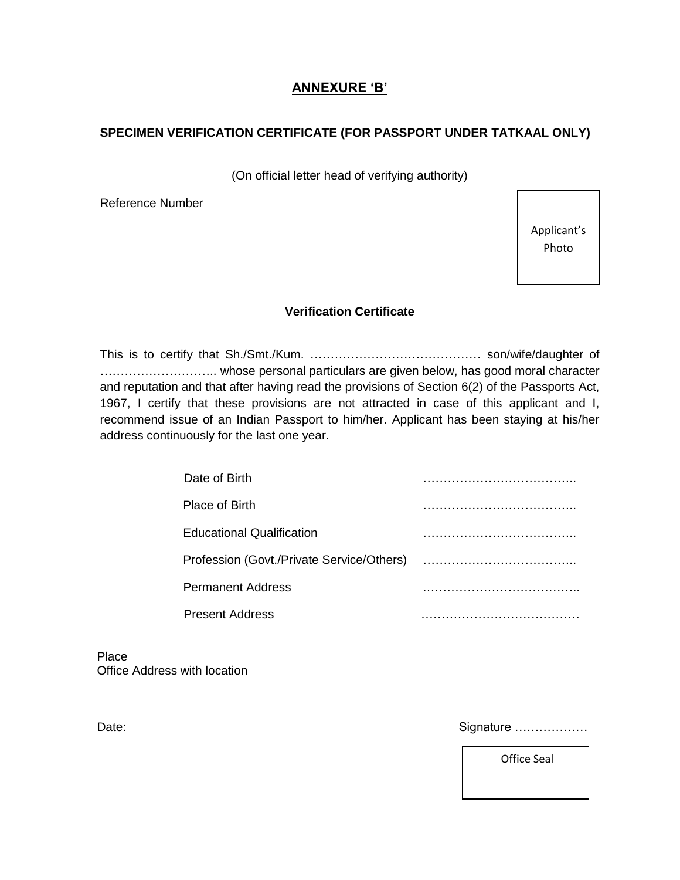## ANNEXURE 'B'

### SPECIMEN VERIFICATION CERTIFICATE (FOR PASSPORT UNDER TATKAAL ONLY)

(On official letter head of verifying authority)

Reference Number

Applicant's Photo

### Verification Certificate

This is to certify that Sh./Smt./Kum. …………………………………… son/wife/daughter of ……………………….. whose personal particulars are given below, has good moral character and reputation and that after having read the provisions of Section 6(2) of the Passports Act, 1967, I certify that these provisions are not attracted in case of this applicant and I, recommend issue of an Indian Passport to him/her. Applicant has been staying at his/her address continuously for the last one year.

| | |
|---|---|
| Date of Birth | ……………………………….. |
| Place of Birth | ……………………………….. |
| Educational Qualification | ……………………………….. |
| Profession (Govt./Private Service/Others) | ……………………………….. |
| Permanent Address | ……………………………….. |
| Present Address | ………………………………… |

Place
Office Address with location

Date:

Signature ………………

Office Seal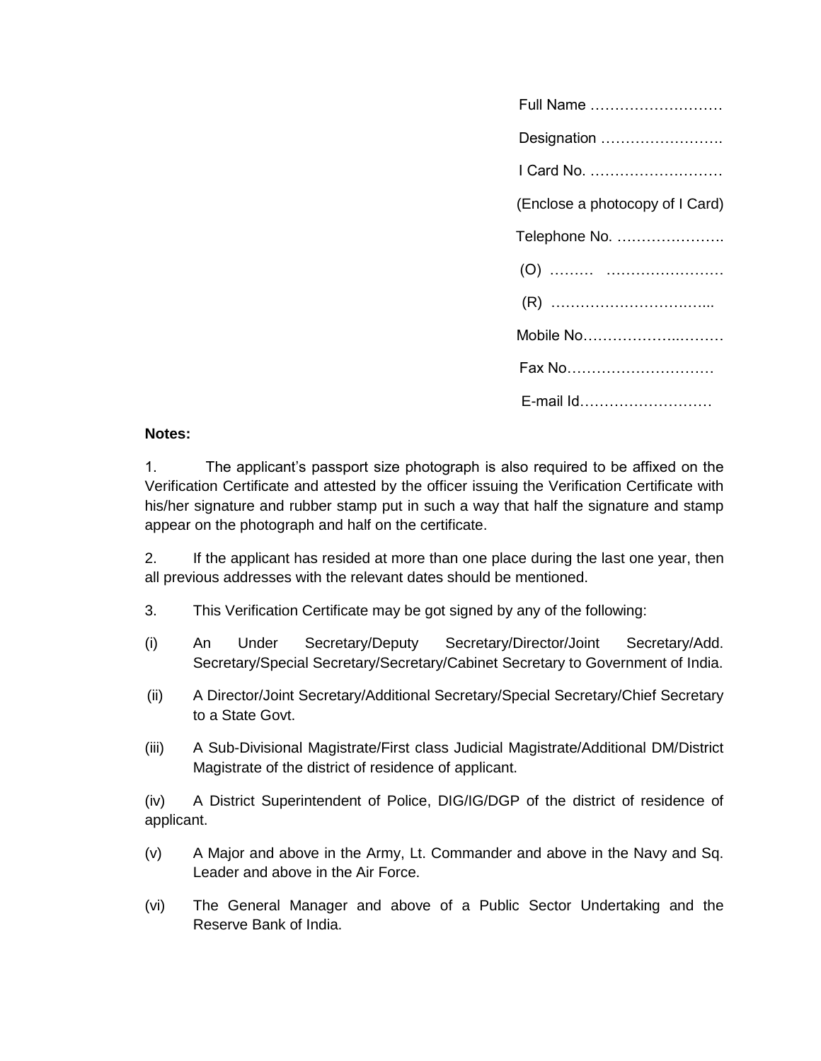Full Name ………………………

Designation …………………….

I Card No. ………………………

(Enclose a photocopy of I Card)

Telephone No. ………………….

(O) ……… ……………………

(R) …………………………...

Mobile No……………..………

Fax No…………………………

E-mail Id………………………

**Notes:**

1. The applicant's passport size photograph is also required to be affixed on the Verification Certificate and attested by the officer issuing the Verification Certificate with his/her signature and rubber stamp put in such a way that half the signature and stamp appear on the photograph and half on the certificate.

2. If the applicant has resided at more than one place during the last one year, then all previous addresses with the relevant dates should be mentioned.

3. This Verification Certificate may be got signed by any of the following:

(i) An Under Secretary/Deputy Secretary/Director/Joint Secretary/Add. Secretary/Special Secretary/Secretary/Cabinet Secretary to Government of India.

(ii) A Director/Joint Secretary/Additional Secretary/Special Secretary/Chief Secretary to a State Govt.

(iii) A Sub-Divisional Magistrate/First class Judicial Magistrate/Additional DM/District Magistrate of the district of residence of applicant.

(iv) A District Superintendent of Police, DIG/IG/DGP of the district of residence of applicant.

(v) A Major and above in the Army, Lt. Commander and above in the Navy and Sq. Leader and above in the Air Force.

(vi) The General Manager and above of a Public Sector Undertaking and the Reserve Bank of India.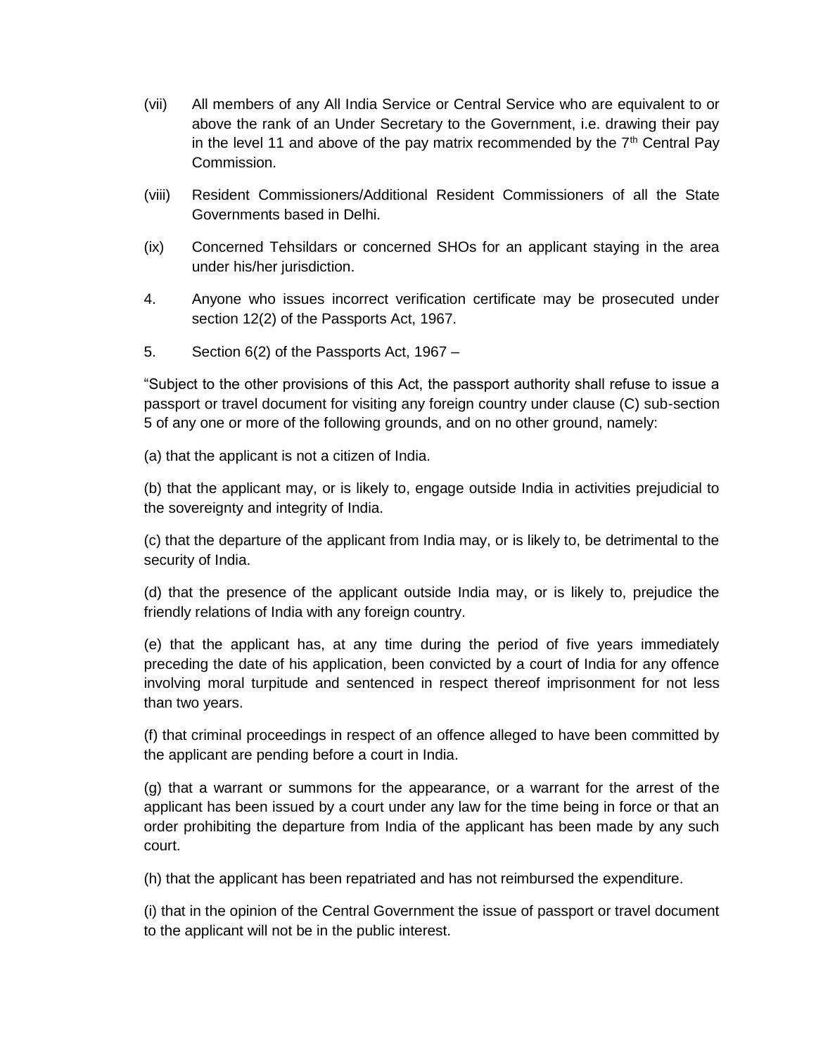(vii) All members of any All India Service or Central Service who are equivalent to or above the rank of an Under Secretary to the Government, i.e. drawing their pay in the level 11 and above of the pay matrix recommended by the 7th Central Pay Commission.

(viii) Resident Commissioners/Additional Resident Commissioners of all the State Governments based in Delhi.

(ix) Concerned Tehsildars or concerned SHOs for an applicant staying in the area under his/her jurisdiction.

4. Anyone who issues incorrect verification certificate may be prosecuted under section 12(2) of the Passports Act, 1967.

5. Section 6(2) of the Passports Act, 1967 –

"Subject to the other provisions of this Act, the passport authority shall refuse to issue a passport or travel document for visiting any foreign country under clause (C) sub-section 5 of any one or more of the following grounds, and on no other ground, namely:

(a) that the applicant is not a citizen of India.

(b) that the applicant may, or is likely to, engage outside India in activities prejudicial to the sovereignty and integrity of India.

(c) that the departure of the applicant from India may, or is likely to, be detrimental to the security of India.

(d) that the presence of the applicant outside India may, or is likely to, prejudice the friendly relations of India with any foreign country.

(e) that the applicant has, at any time during the period of five years immediately preceding the date of his application, been convicted by a court of India for any offence involving moral turpitude and sentenced in respect thereof imprisonment for not less than two years.

(f) that criminal proceedings in respect of an offence alleged to have been committed by the applicant are pending before a court in India.

(g) that a warrant or summons for the appearance, or a warrant for the arrest of the applicant has been issued by a court under any law for the time being in force or that an order prohibiting the departure from India of the applicant has been made by any such court.

(h) that the applicant has been repatriated and has not reimbursed the expenditure.

(i) that in the opinion of the Central Government the issue of passport or travel document to the applicant will not be in the public interest.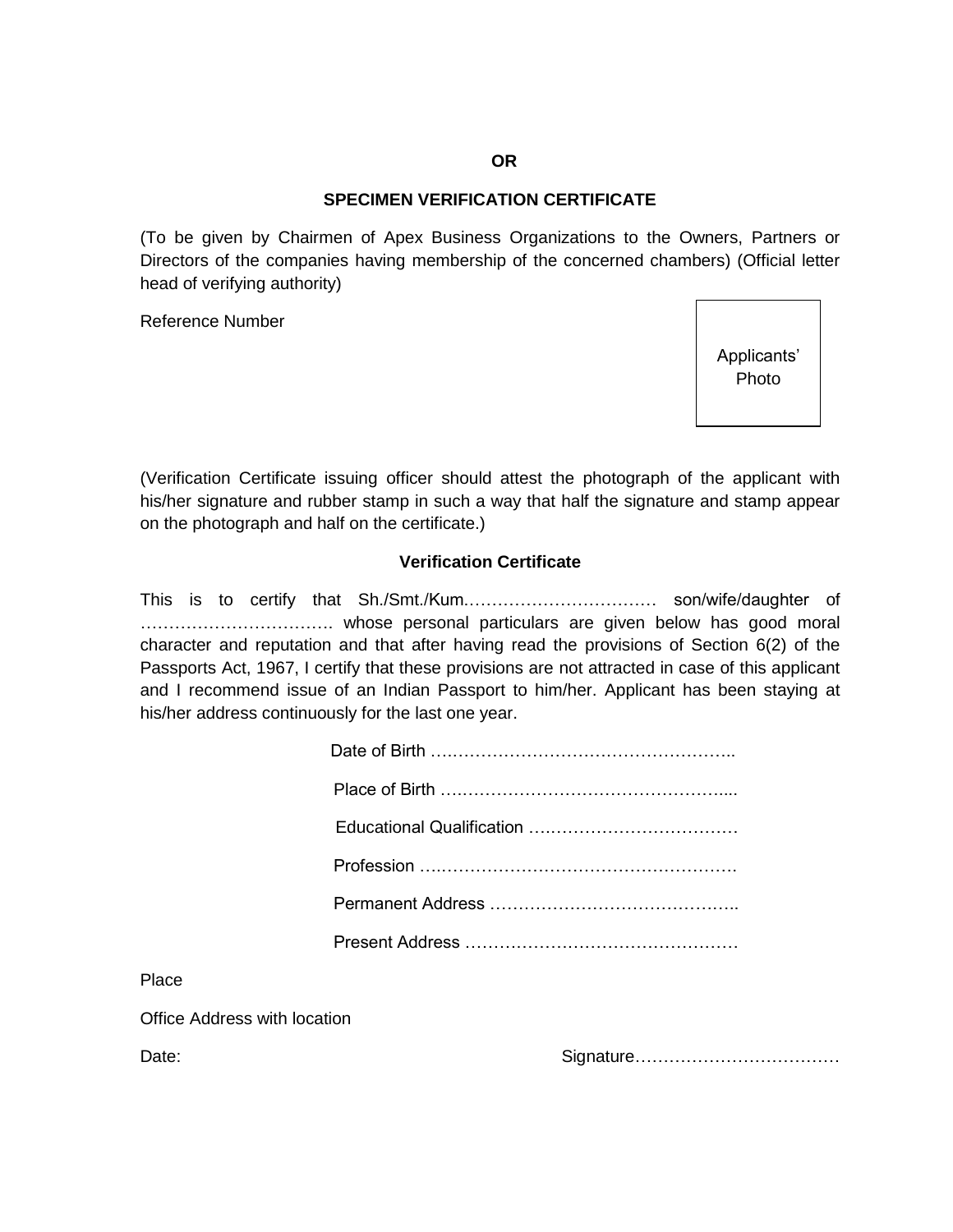**OR**

## SPECIMEN VERIFICATION CERTIFICATE

(To be given by Chairmen of Apex Business Organizations to the Owners, Partners or Directors of the companies having membership of the concerned chambers) (Official letter head of verifying authority)

Reference Number

Applicants' Photo

(Verification Certificate issuing officer should attest the photograph of the applicant with his/her signature and rubber stamp in such a way that half the signature and stamp appear on the photograph and half on the certificate.)

### Verification Certificate

This is to certify that Sh./Smt./Kum.…………………………… son/wife/daughter of ……………………………. whose personal particulars are given below has good moral character and reputation and that after having read the provisions of Section 6(2) of the Passports Act, 1967, I certify that these provisions are not attracted in case of this applicant and I recommend issue of an Indian Passport to him/her. Applicant has been staying at his/her address continuously for the last one year.

Date of Birth ……………………………………………..

Place of Birth …………………………………………....

Educational Qualification ………………………………

Profession ……………………………………………….

Permanent Address ……………………………………..

Present Address …………………………………………

Place

Office Address with location

Date:

Signature………………………………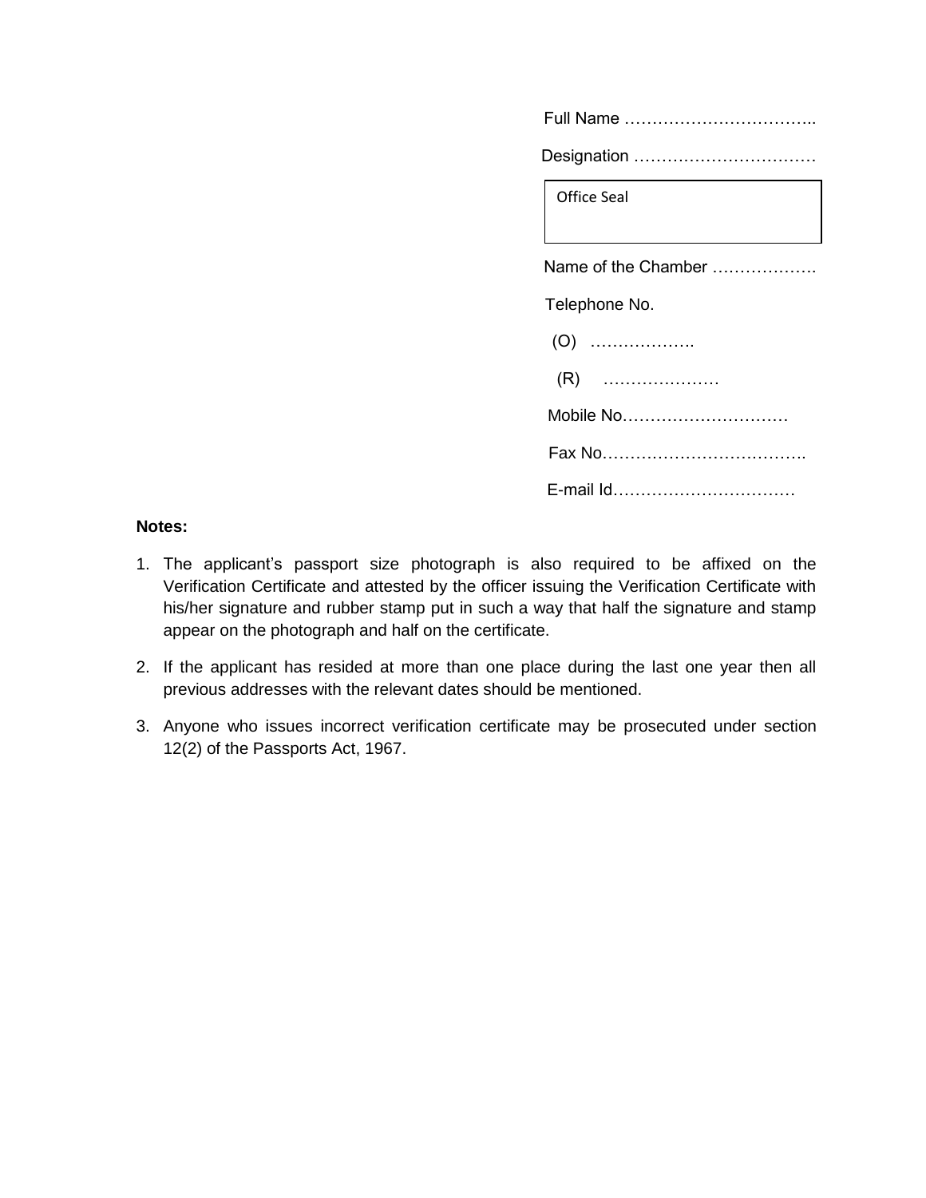Full Name ……………………………..

Designation ……………………………

Office Seal

Name of the Chamber ……………….

Telephone No.

(O) ……………….

(R) …………………

Mobile No…………………………

Fax No……………………………….

E-mail Id……………………………

**Notes:**

1. The applicant's passport size photograph is also required to be affixed on the Verification Certificate and attested by the officer issuing the Verification Certificate with his/her signature and rubber stamp put in such a way that half the signature and stamp appear on the photograph and half on the certificate.
2. If the applicant has resided at more than one place during the last one year then all previous addresses with the relevant dates should be mentioned.
3. Anyone who issues incorrect verification certificate may be prosecuted under section 12(2) of the Passports Act, 1967.